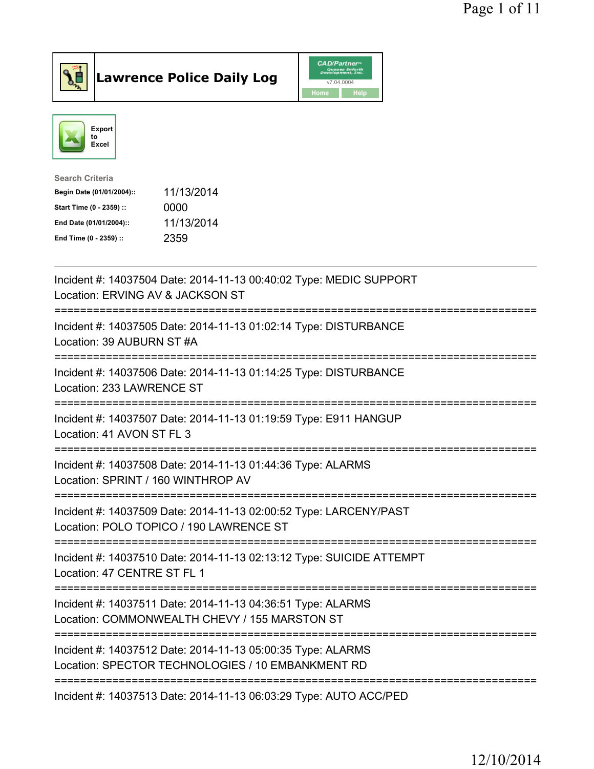# Lawrence Police Daily Log

CAD/Partner v7.04.0004

Home Help

Export to Excel

Search Criteria

| | |
|---|---|
| **Begin Date (01/01/2004)::** | 11/13/2014 |
| **Start Time (0 - 2359) ::** | 0000 |
| **End Date (01/01/2004)::** | 11/13/2014 |
| **End Time (0 - 2359) ::** | 2359 |

---

Incident #: 14037504 Date: 2014-11-13 00:40:02 Type: MEDIC SUPPORT
Location: ERVING AV & JACKSON ST

===========================================================================

Incident #: 14037505 Date: 2014-11-13 01:02:14 Type: DISTURBANCE
Location: 39 AUBURN ST #A

===========================================================================

Incident #: 14037506 Date: 2014-11-13 01:14:25 Type: DISTURBANCE
Location: 233 LAWRENCE ST

===========================================================================

Incident #: 14037507 Date: 2014-11-13 01:19:59 Type: E911 HANGUP
Location: 41 AVON ST FL 3

===========================================================================

Incident #: 14037508 Date: 2014-11-13 01:44:36 Type: ALARMS
Location: SPRINT / 160 WINTHROP AV

===========================================================================

Incident #: 14037509 Date: 2014-11-13 02:00:52 Type: LARCENY/PAST
Location: POLO TOPICO / 190 LAWRENCE ST

===========================================================================

Incident #: 14037510 Date: 2014-11-13 02:13:12 Type: SUICIDE ATTEMPT
Location: 47 CENTRE ST FL 1

===========================================================================

Incident #: 14037511 Date: 2014-11-13 04:36:51 Type: ALARMS
Location: COMMONWEALTH CHEVY / 155 MARSTON ST

===========================================================================

Incident #: 14037512 Date: 2014-11-13 05:00:35 Type: ALARMS
Location: SPECTOR TECHNOLOGIES / 10 EMBANKMENT RD

===========================================================================

Incident #: 14037513 Date: 2014-11-13 06:03:29 Type: AUTO ACC/PED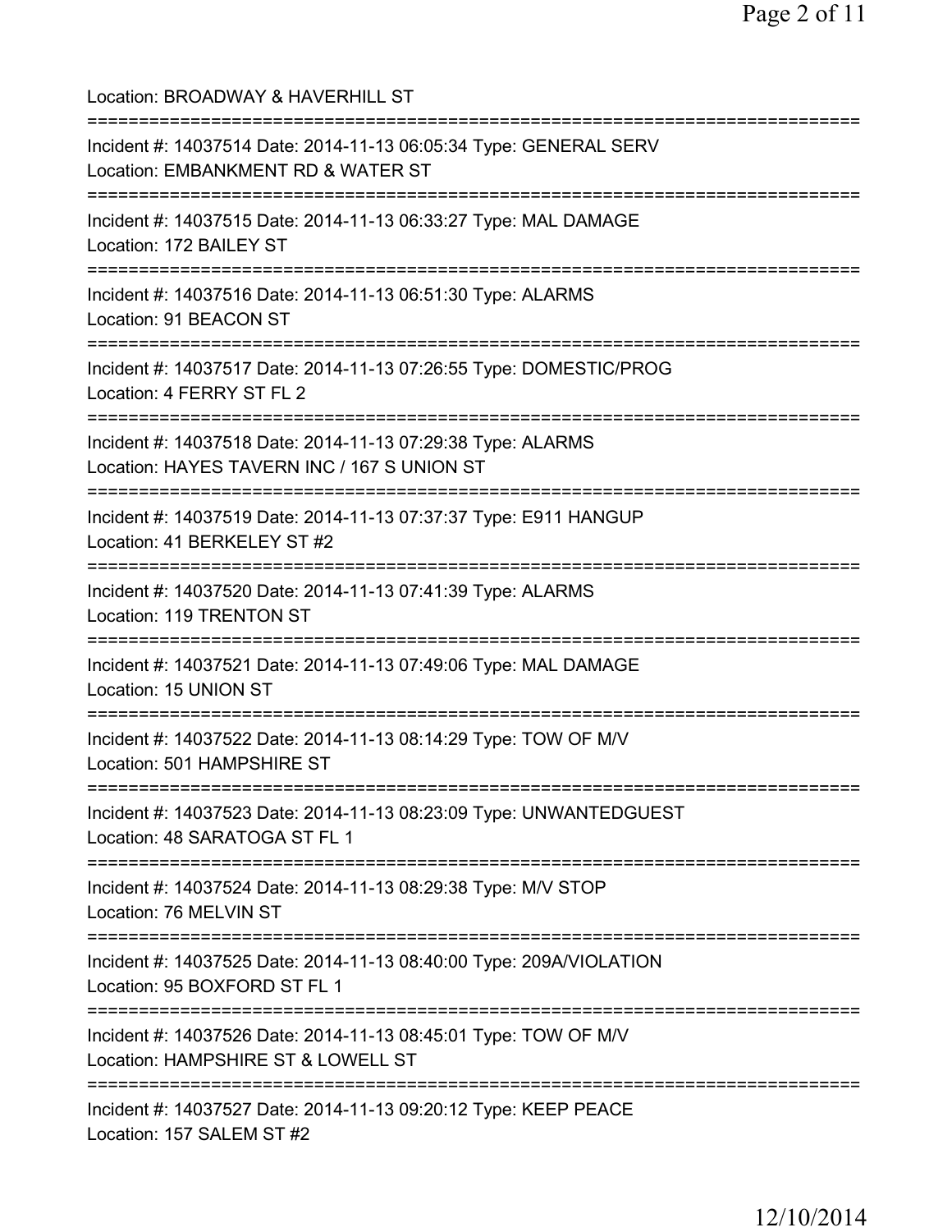Location: BROADWAY & HAVERHILL ST

===========================================================================

Incident #: 14037514 Date: 2014-11-13 06:05:34 Type: GENERAL SERV
Location: EMBANKMENT RD & WATER ST

===========================================================================

Incident #: 14037515 Date: 2014-11-13 06:33:27 Type: MAL DAMAGE
Location: 172 BAILEY ST

===========================================================================

Incident #: 14037516 Date: 2014-11-13 06:51:30 Type: ALARMS
Location: 91 BEACON ST

===========================================================================

Incident #: 14037517 Date: 2014-11-13 07:26:55 Type: DOMESTIC/PROG
Location: 4 FERRY ST FL 2

===========================================================================

Incident #: 14037518 Date: 2014-11-13 07:29:38 Type: ALARMS
Location: HAYES TAVERN INC / 167 S UNION ST

===========================================================================

Incident #: 14037519 Date: 2014-11-13 07:37:37 Type: E911 HANGUP
Location: 41 BERKELEY ST #2

===========================================================================

Incident #: 14037520 Date: 2014-11-13 07:41:39 Type: ALARMS
Location: 119 TRENTON ST

===========================================================================

Incident #: 14037521 Date: 2014-11-13 07:49:06 Type: MAL DAMAGE
Location: 15 UNION ST

===========================================================================

Incident #: 14037522 Date: 2014-11-13 08:14:29 Type: TOW OF M/V
Location: 501 HAMPSHIRE ST

===========================================================================

Incident #: 14037523 Date: 2014-11-13 08:23:09 Type: UNWANTEDGUEST
Location: 48 SARATOGA ST FL 1

===========================================================================

Incident #: 14037524 Date: 2014-11-13 08:29:38 Type: M/V STOP
Location: 76 MELVIN ST

===========================================================================

Incident #: 14037525 Date: 2014-11-13 08:40:00 Type: 209A/VIOLATION
Location: 95 BOXFORD ST FL 1

===========================================================================

Incident #: 14037526 Date: 2014-11-13 08:45:01 Type: TOW OF M/V
Location: HAMPSHIRE ST & LOWELL ST

===========================================================================

Incident #: 14037527 Date: 2014-11-13 09:20:12 Type: KEEP PEACE
Location: 157 SALEM ST #2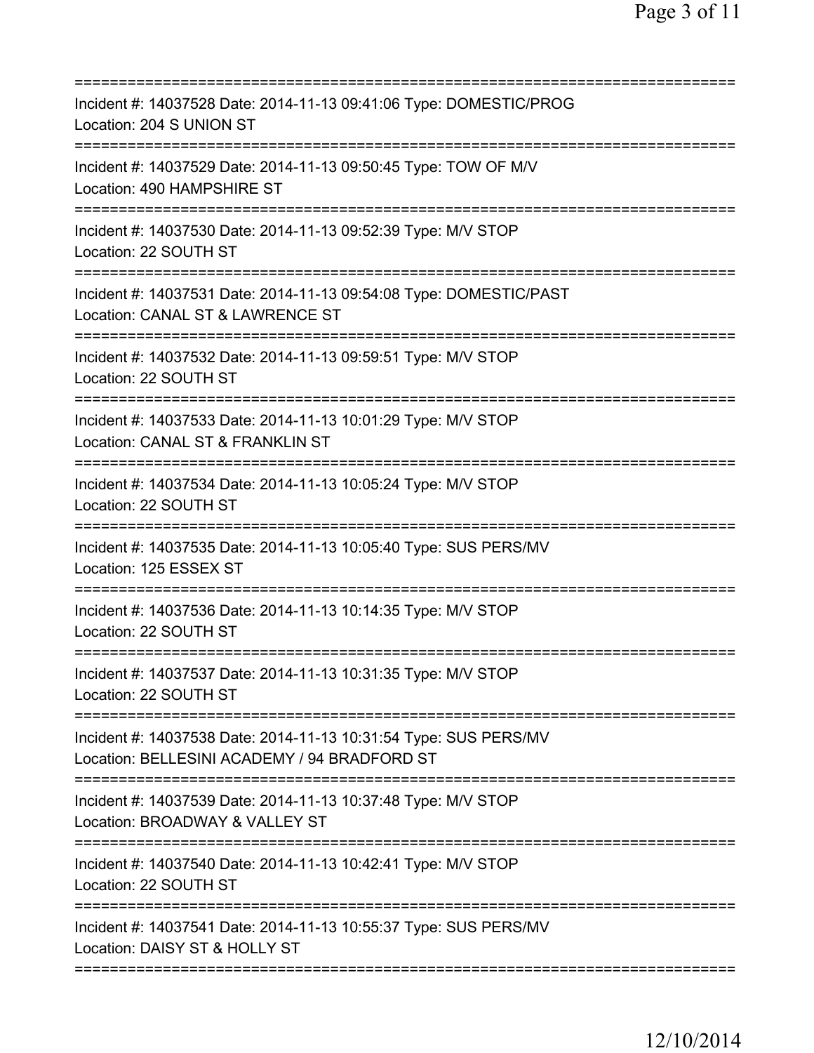===========================================================================
Incident #: 14037528 Date: 2014-11-13 09:41:06 Type: DOMESTIC/PROG
Location: 204 S UNION ST
===========================================================================
Incident #: 14037529 Date: 2014-11-13 09:50:45 Type: TOW OF M/V
Location: 490 HAMPSHIRE ST
===========================================================================
Incident #: 14037530 Date: 2014-11-13 09:52:39 Type: M/V STOP
Location: 22 SOUTH ST
===========================================================================
Incident #: 14037531 Date: 2014-11-13 09:54:08 Type: DOMESTIC/PAST
Location: CANAL ST & LAWRENCE ST
===========================================================================
Incident #: 14037532 Date: 2014-11-13 09:59:51 Type: M/V STOP
Location: 22 SOUTH ST
===========================================================================
Incident #: 14037533 Date: 2014-11-13 10:01:29 Type: M/V STOP
Location: CANAL ST & FRANKLIN ST
===========================================================================
Incident #: 14037534 Date: 2014-11-13 10:05:24 Type: M/V STOP
Location: 22 SOUTH ST
===========================================================================
Incident #: 14037535 Date: 2014-11-13 10:05:40 Type: SUS PERS/MV
Location: 125 ESSEX ST
===========================================================================
Incident #: 14037536 Date: 2014-11-13 10:14:35 Type: M/V STOP
Location: 22 SOUTH ST
===========================================================================
Incident #: 14037537 Date: 2014-11-13 10:31:35 Type: M/V STOP
Location: 22 SOUTH ST
===========================================================================
Incident #: 14037538 Date: 2014-11-13 10:31:54 Type: SUS PERS/MV
Location: BELLESINI ACADEMY / 94 BRADFORD ST
===========================================================================
Incident #: 14037539 Date: 2014-11-13 10:37:48 Type: M/V STOP
Location: BROADWAY & VALLEY ST
===========================================================================
Incident #: 14037540 Date: 2014-11-13 10:42:41 Type: M/V STOP
Location: 22 SOUTH ST
===========================================================================
Incident #: 14037541 Date: 2014-11-13 10:55:37 Type: SUS PERS/MV
Location: DAISY ST & HOLLY ST
===========================================================================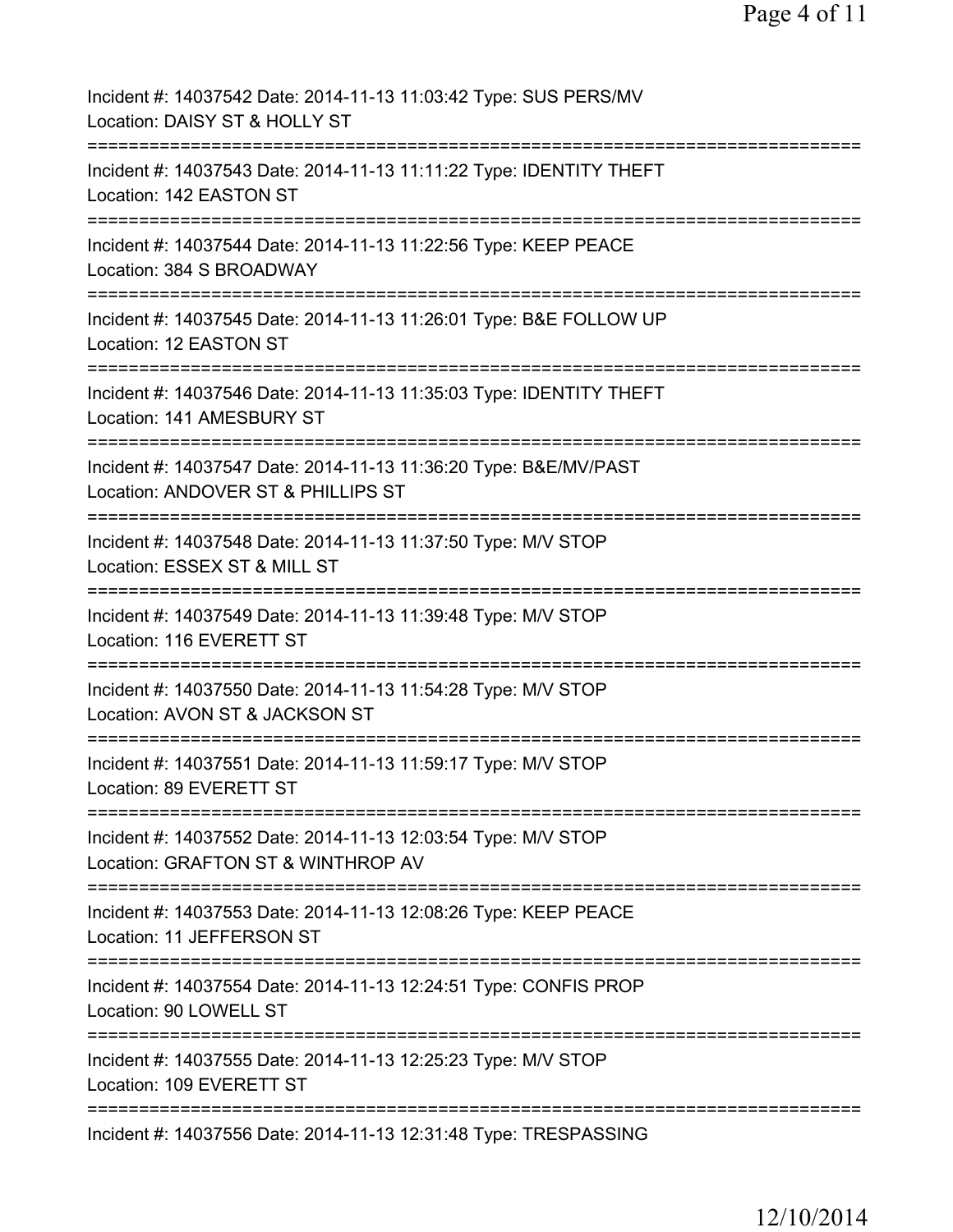Incident #: 14037542 Date: 2014-11-13 11:03:42 Type: SUS PERS/MV
Location: DAISY ST & HOLLY ST
===========================================================================
Incident #: 14037543 Date: 2014-11-13 11:11:22 Type: IDENTITY THEFT
Location: 142 EASTON ST
===========================================================================
Incident #: 14037544 Date: 2014-11-13 11:22:56 Type: KEEP PEACE
Location: 384 S BROADWAY
===========================================================================
Incident #: 14037545 Date: 2014-11-13 11:26:01 Type: B&E FOLLOW UP
Location: 12 EASTON ST
===========================================================================
Incident #: 14037546 Date: 2014-11-13 11:35:03 Type: IDENTITY THEFT
Location: 141 AMESBURY ST
===========================================================================
Incident #: 14037547 Date: 2014-11-13 11:36:20 Type: B&E/MV/PAST
Location: ANDOVER ST & PHILLIPS ST
===========================================================================
Incident #: 14037548 Date: 2014-11-13 11:37:50 Type: M/V STOP
Location: ESSEX ST & MILL ST
===========================================================================
Incident #: 14037549 Date: 2014-11-13 11:39:48 Type: M/V STOP
Location: 116 EVERETT ST
===========================================================================
Incident #: 14037550 Date: 2014-11-13 11:54:28 Type: M/V STOP
Location: AVON ST & JACKSON ST
===========================================================================
Incident #: 14037551 Date: 2014-11-13 11:59:17 Type: M/V STOP
Location: 89 EVERETT ST
===========================================================================
Incident #: 14037552 Date: 2014-11-13 12:03:54 Type: M/V STOP
Location: GRAFTON ST & WINTHROP AV
===========================================================================
Incident #: 14037553 Date: 2014-11-13 12:08:26 Type: KEEP PEACE
Location: 11 JEFFERSON ST
===========================================================================
Incident #: 14037554 Date: 2014-11-13 12:24:51 Type: CONFIS PROP
Location: 90 LOWELL ST
===========================================================================
Incident #: 14037555 Date: 2014-11-13 12:25:23 Type: M/V STOP
Location: 109 EVERETT ST
===========================================================================
Incident #: 14037556 Date: 2014-11-13 12:31:48 Type: TRESPASSING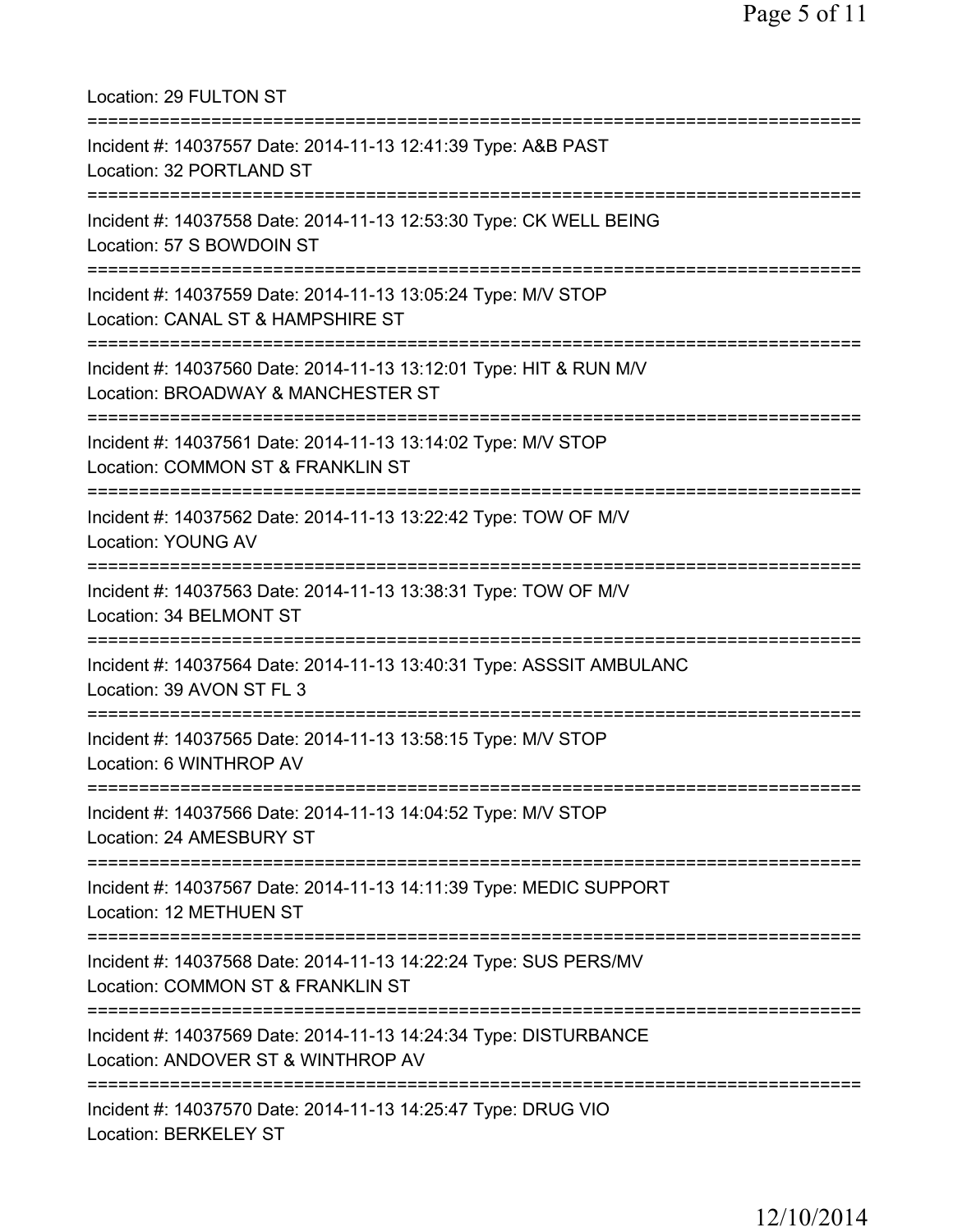Location: 29 FULTON ST

===========================================================================

Incident #: 14037557 Date: 2014-11-13 12:41:39 Type: A&B PAST
Location: 32 PORTLAND ST

===========================================================================

Incident #: 14037558 Date: 2014-11-13 12:53:30 Type: CK WELL BEING
Location: 57 S BOWDOIN ST

===========================================================================

Incident #: 14037559 Date: 2014-11-13 13:05:24 Type: M/V STOP
Location: CANAL ST & HAMPSHIRE ST

===========================================================================

Incident #: 14037560 Date: 2014-11-13 13:12:01 Type: HIT & RUN M/V
Location: BROADWAY & MANCHESTER ST

===========================================================================

Incident #: 14037561 Date: 2014-11-13 13:14:02 Type: M/V STOP
Location: COMMON ST & FRANKLIN ST

===========================================================================

Incident #: 14037562 Date: 2014-11-13 13:22:42 Type: TOW OF M/V
Location: YOUNG AV

===========================================================================

Incident #: 14037563 Date: 2014-11-13 13:38:31 Type: TOW OF M/V
Location: 34 BELMONT ST

===========================================================================

Incident #: 14037564 Date: 2014-11-13 13:40:31 Type: ASSSIT AMBULANC
Location: 39 AVON ST FL 3

===========================================================================

Incident #: 14037565 Date: 2014-11-13 13:58:15 Type: M/V STOP
Location: 6 WINTHROP AV

===========================================================================

Incident #: 14037566 Date: 2014-11-13 14:04:52 Type: M/V STOP
Location: 24 AMESBURY ST

===========================================================================

Incident #: 14037567 Date: 2014-11-13 14:11:39 Type: MEDIC SUPPORT
Location: 12 METHUEN ST

===========================================================================

Incident #: 14037568 Date: 2014-11-13 14:22:24 Type: SUS PERS/MV
Location: COMMON ST & FRANKLIN ST

===========================================================================

Incident #: 14037569 Date: 2014-11-13 14:24:34 Type: DISTURBANCE
Location: ANDOVER ST & WINTHROP AV

===========================================================================

Incident #: 14037570 Date: 2014-11-13 14:25:47 Type: DRUG VIO
Location: BERKELEY ST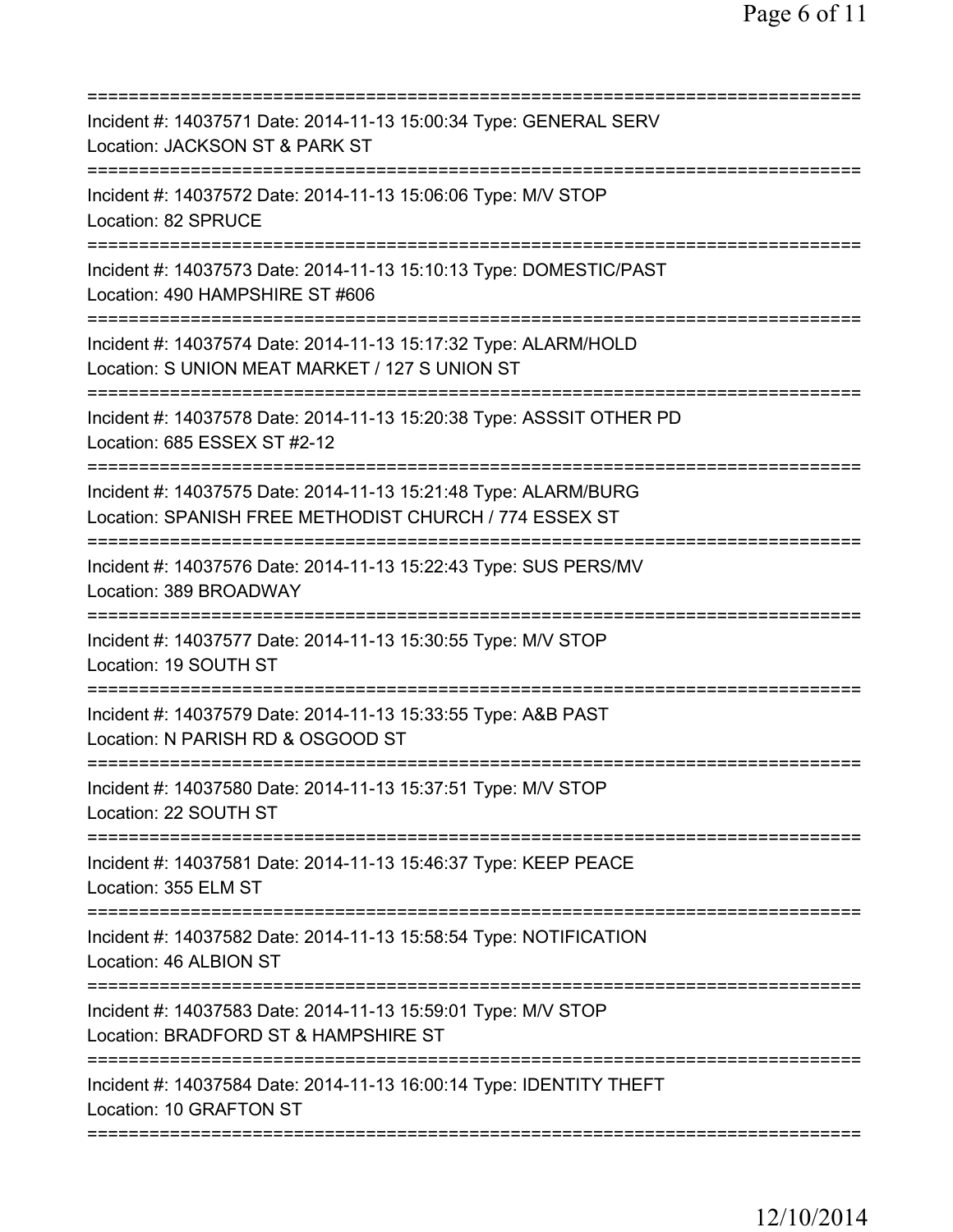===========================================================================
Incident #: 14037571 Date: 2014-11-13 15:00:34 Type: GENERAL SERV
Location: JACKSON ST & PARK ST
===========================================================================
Incident #: 14037572 Date: 2014-11-13 15:06:06 Type: M/V STOP
Location: 82 SPRUCE
===========================================================================
Incident #: 14037573 Date: 2014-11-13 15:10:13 Type: DOMESTIC/PAST
Location: 490 HAMPSHIRE ST #606
===========================================================================
Incident #: 14037574 Date: 2014-11-13 15:17:32 Type: ALARM/HOLD
Location: S UNION MEAT MARKET / 127 S UNION ST
===========================================================================
Incident #: 14037578 Date: 2014-11-13 15:20:38 Type: ASSSIT OTHER PD
Location: 685 ESSEX ST #2-12
===========================================================================
Incident #: 14037575 Date: 2014-11-13 15:21:48 Type: ALARM/BURG
Location: SPANISH FREE METHODIST CHURCH / 774 ESSEX ST
===========================================================================
Incident #: 14037576 Date: 2014-11-13 15:22:43 Type: SUS PERS/MV
Location: 389 BROADWAY
===========================================================================
Incident #: 14037577 Date: 2014-11-13 15:30:55 Type: M/V STOP
Location: 19 SOUTH ST
===========================================================================
Incident #: 14037579 Date: 2014-11-13 15:33:55 Type: A&B PAST
Location: N PARISH RD & OSGOOD ST
===========================================================================
Incident #: 14037580 Date: 2014-11-13 15:37:51 Type: M/V STOP
Location: 22 SOUTH ST
===========================================================================
Incident #: 14037581 Date: 2014-11-13 15:46:37 Type: KEEP PEACE
Location: 355 ELM ST
===========================================================================
Incident #: 14037582 Date: 2014-11-13 15:58:54 Type: NOTIFICATION
Location: 46 ALBION ST
===========================================================================
Incident #: 14037583 Date: 2014-11-13 15:59:01 Type: M/V STOP
Location: BRADFORD ST & HAMPSHIRE ST
===========================================================================
Incident #: 14037584 Date: 2014-11-13 16:00:14 Type: IDENTITY THEFT
Location: 10 GRAFTON ST
===========================================================================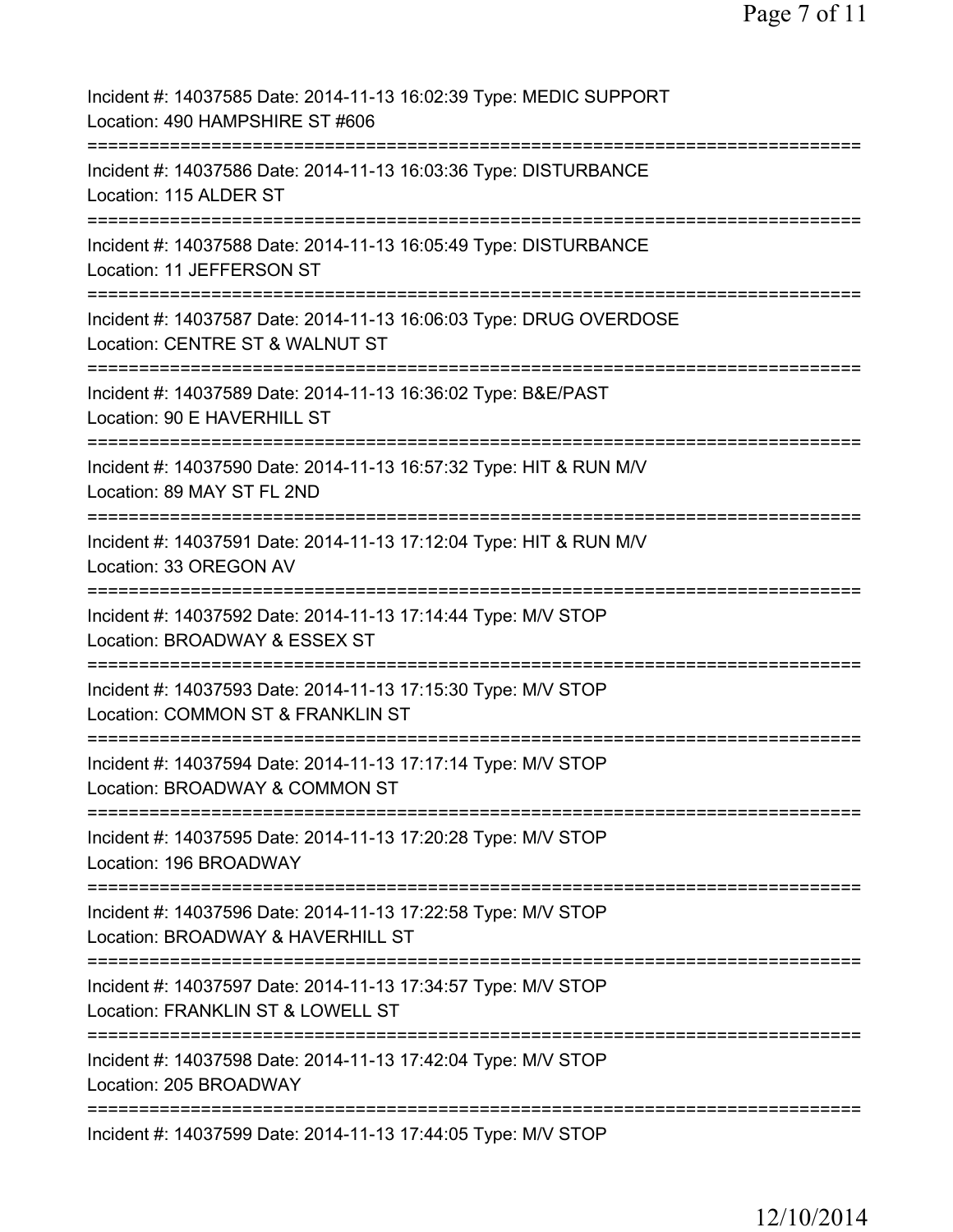Incident #: 14037585 Date: 2014-11-13 16:02:39 Type: MEDIC SUPPORT
Location: 490 HAMPSHIRE ST #606

===========================================================================

Incident #: 14037586 Date: 2014-11-13 16:03:36 Type: DISTURBANCE
Location: 115 ALDER ST

===========================================================================

Incident #: 14037588 Date: 2014-11-13 16:05:49 Type: DISTURBANCE
Location: 11 JEFFERSON ST

===========================================================================

Incident #: 14037587 Date: 2014-11-13 16:06:03 Type: DRUG OVERDOSE
Location: CENTRE ST & WALNUT ST

===========================================================================

Incident #: 14037589 Date: 2014-11-13 16:36:02 Type: B&E/PAST
Location: 90 E HAVERHILL ST

===========================================================================

Incident #: 14037590 Date: 2014-11-13 16:57:32 Type: HIT & RUN M/V
Location: 89 MAY ST FL 2ND

===========================================================================

Incident #: 14037591 Date: 2014-11-13 17:12:04 Type: HIT & RUN M/V
Location: 33 OREGON AV

===========================================================================

Incident #: 14037592 Date: 2014-11-13 17:14:44 Type: M/V STOP
Location: BROADWAY & ESSEX ST

===========================================================================

Incident #: 14037593 Date: 2014-11-13 17:15:30 Type: M/V STOP
Location: COMMON ST & FRANKLIN ST

===========================================================================

Incident #: 14037594 Date: 2014-11-13 17:17:14 Type: M/V STOP
Location: BROADWAY & COMMON ST

===========================================================================

Incident #: 14037595 Date: 2014-11-13 17:20:28 Type: M/V STOP
Location: 196 BROADWAY

===========================================================================

Incident #: 14037596 Date: 2014-11-13 17:22:58 Type: M/V STOP
Location: BROADWAY & HAVERHILL ST

===========================================================================

Incident #: 14037597 Date: 2014-11-13 17:34:57 Type: M/V STOP
Location: FRANKLIN ST & LOWELL ST

===========================================================================

Incident #: 14037598 Date: 2014-11-13 17:42:04 Type: M/V STOP
Location: 205 BROADWAY

===========================================================================

Incident #: 14037599 Date: 2014-11-13 17:44:05 Type: M/V STOP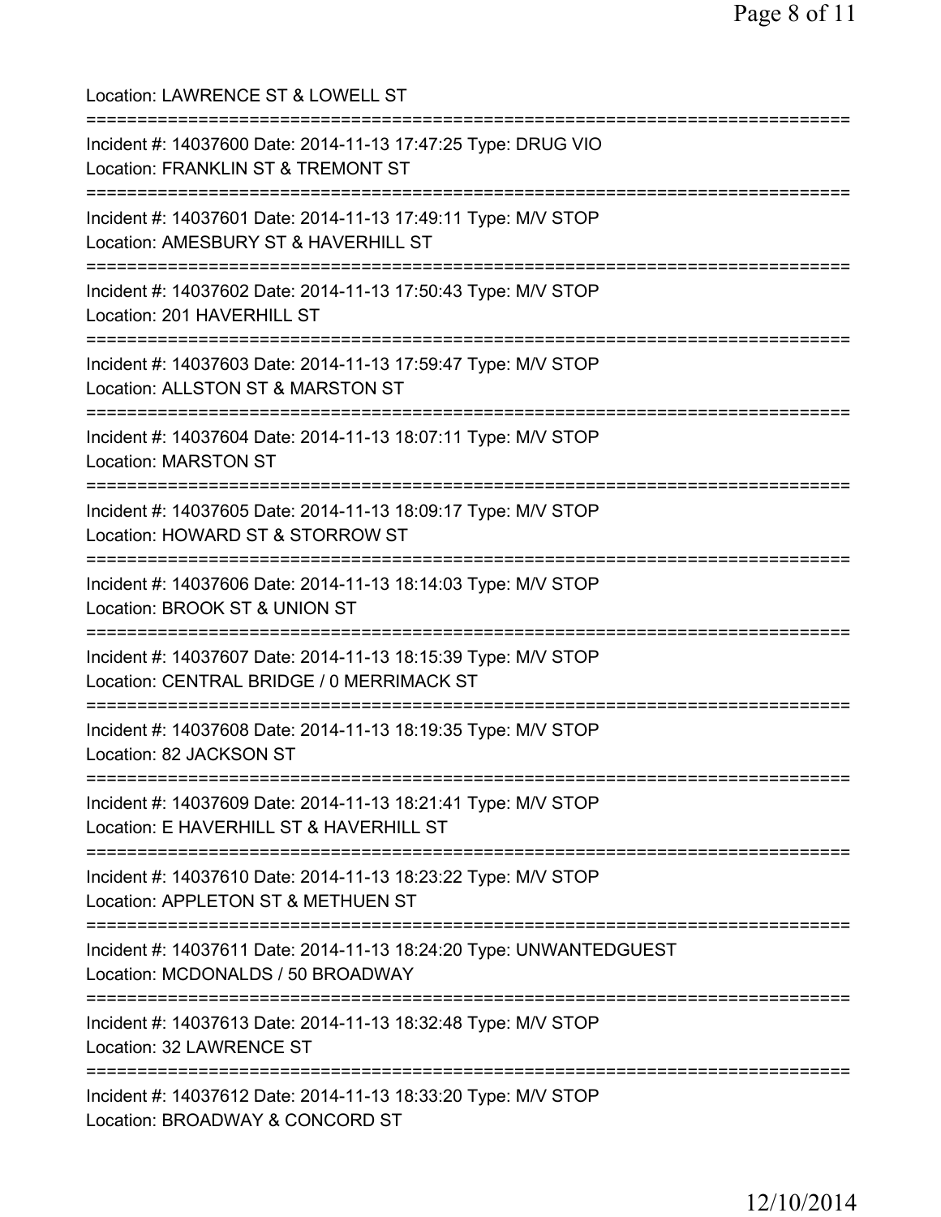Location: LAWRENCE ST & LOWELL ST

===========================================================================

Incident #: 14037600 Date: 2014-11-13 17:47:25 Type: DRUG VIO
Location: FRANKLIN ST & TREMONT ST

===========================================================================

Incident #: 14037601 Date: 2014-11-13 17:49:11 Type: M/V STOP
Location: AMESBURY ST & HAVERHILL ST

===========================================================================

Incident #: 14037602 Date: 2014-11-13 17:50:43 Type: M/V STOP
Location: 201 HAVERHILL ST

===========================================================================

Incident #: 14037603 Date: 2014-11-13 17:59:47 Type: M/V STOP
Location: ALLSTON ST & MARSTON ST

===========================================================================

Incident #: 14037604 Date: 2014-11-13 18:07:11 Type: M/V STOP
Location: MARSTON ST

===========================================================================

Incident #: 14037605 Date: 2014-11-13 18:09:17 Type: M/V STOP
Location: HOWARD ST & STORROW ST

===========================================================================

Incident #: 14037606 Date: 2014-11-13 18:14:03 Type: M/V STOP
Location: BROOK ST & UNION ST

===========================================================================

Incident #: 14037607 Date: 2014-11-13 18:15:39 Type: M/V STOP
Location: CENTRAL BRIDGE / 0 MERRIMACK ST

===========================================================================

Incident #: 14037608 Date: 2014-11-13 18:19:35 Type: M/V STOP
Location: 82 JACKSON ST

===========================================================================

Incident #: 14037609 Date: 2014-11-13 18:21:41 Type: M/V STOP
Location: E HAVERHILL ST & HAVERHILL ST

===========================================================================

Incident #: 14037610 Date: 2014-11-13 18:23:22 Type: M/V STOP
Location: APPLETON ST & METHUEN ST

===========================================================================

Incident #: 14037611 Date: 2014-11-13 18:24:20 Type: UNWANTEDGUEST
Location: MCDONALDS / 50 BROADWAY

===========================================================================

Incident #: 14037613 Date: 2014-11-13 18:32:48 Type: M/V STOP
Location: 32 LAWRENCE ST

===========================================================================

Incident #: 14037612 Date: 2014-11-13 18:33:20 Type: M/V STOP
Location: BROADWAY & CONCORD ST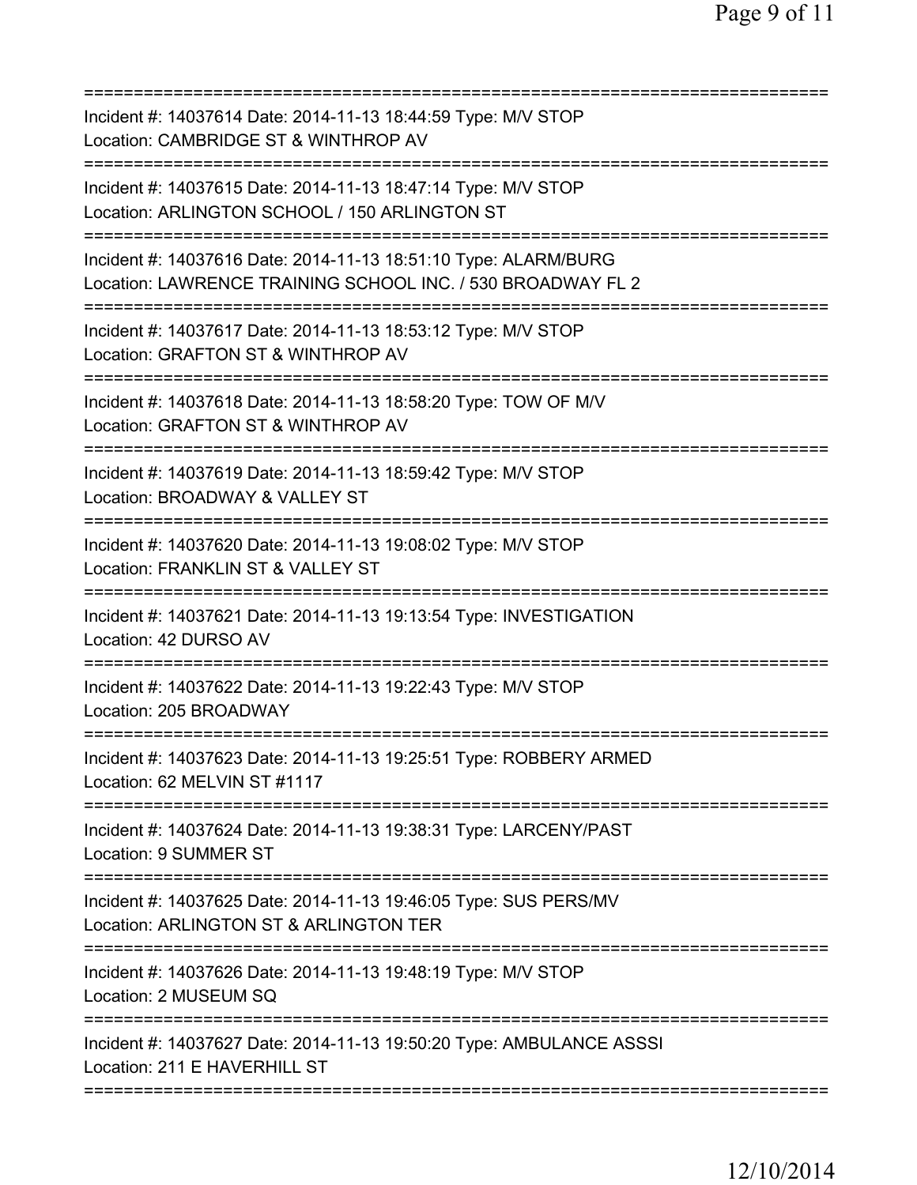===========================================================================
Incident #: 14037614 Date: 2014-11-13 18:44:59 Type: M/V STOP
Location: CAMBRIDGE ST & WINTHROP AV
===========================================================================
Incident #: 14037615 Date: 2014-11-13 18:47:14 Type: M/V STOP
Location: ARLINGTON SCHOOL / 150 ARLINGTON ST
===========================================================================
Incident #: 14037616 Date: 2014-11-13 18:51:10 Type: ALARM/BURG
Location: LAWRENCE TRAINING SCHOOL INC. / 530 BROADWAY FL 2
===========================================================================
Incident #: 14037617 Date: 2014-11-13 18:53:12 Type: M/V STOP
Location: GRAFTON ST & WINTHROP AV
===========================================================================
Incident #: 14037618 Date: 2014-11-13 18:58:20 Type: TOW OF M/V
Location: GRAFTON ST & WINTHROP AV
===========================================================================
Incident #: 14037619 Date: 2014-11-13 18:59:42 Type: M/V STOP
Location: BROADWAY & VALLEY ST
===========================================================================
Incident #: 14037620 Date: 2014-11-13 19:08:02 Type: M/V STOP
Location: FRANKLIN ST & VALLEY ST
===========================================================================
Incident #: 14037621 Date: 2014-11-13 19:13:54 Type: INVESTIGATION
Location: 42 DURSO AV
===========================================================================
Incident #: 14037622 Date: 2014-11-13 19:22:43 Type: M/V STOP
Location: 205 BROADWAY
===========================================================================
Incident #: 14037623 Date: 2014-11-13 19:25:51 Type: ROBBERY ARMED
Location: 62 MELVIN ST #1117
===========================================================================
Incident #: 14037624 Date: 2014-11-13 19:38:31 Type: LARCENY/PAST
Location: 9 SUMMER ST
===========================================================================
Incident #: 14037625 Date: 2014-11-13 19:46:05 Type: SUS PERS/MV
Location: ARLINGTON ST & ARLINGTON TER
===========================================================================
Incident #: 14037626 Date: 2014-11-13 19:48:19 Type: M/V STOP
Location: 2 MUSEUM SQ
===========================================================================
Incident #: 14037627 Date: 2014-11-13 19:50:20 Type: AMBULANCE ASSSI
Location: 211 E HAVERHILL ST
===========================================================================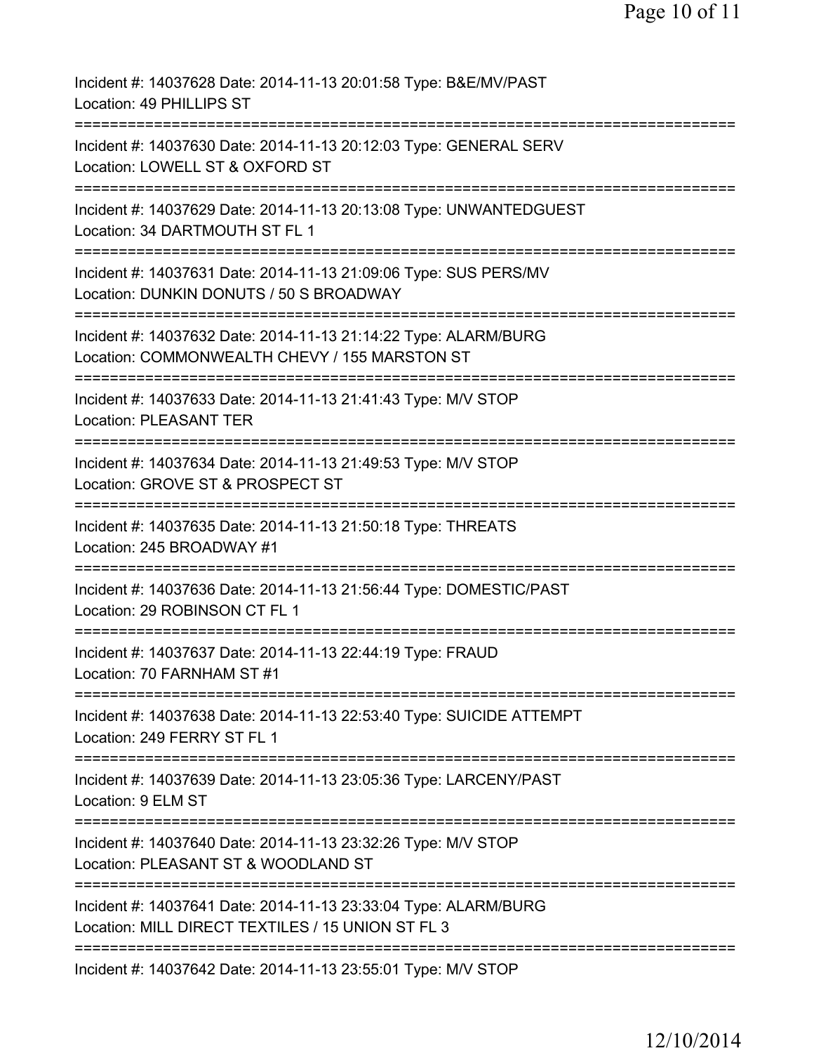Incident #: 14037628 Date: 2014-11-13 20:01:58 Type: B&E/MV/PAST
Location: 49 PHILLIPS ST
===========================================================================
Incident #: 14037630 Date: 2014-11-13 20:12:03 Type: GENERAL SERV
Location: LOWELL ST & OXFORD ST
===========================================================================
Incident #: 14037629 Date: 2014-11-13 20:13:08 Type: UNWANTEDGUEST
Location: 34 DARTMOUTH ST FL 1
===========================================================================
Incident #: 14037631 Date: 2014-11-13 21:09:06 Type: SUS PERS/MV
Location: DUNKIN DONUTS / 50 S BROADWAY
===========================================================================
Incident #: 14037632 Date: 2014-11-13 21:14:22 Type: ALARM/BURG
Location: COMMONWEALTH CHEVY / 155 MARSTON ST
===========================================================================
Incident #: 14037633 Date: 2014-11-13 21:41:43 Type: M/V STOP
Location: PLEASANT TER
===========================================================================
Incident #: 14037634 Date: 2014-11-13 21:49:53 Type: M/V STOP
Location: GROVE ST & PROSPECT ST
===========================================================================
Incident #: 14037635 Date: 2014-11-13 21:50:18 Type: THREATS
Location: 245 BROADWAY #1
===========================================================================
Incident #: 14037636 Date: 2014-11-13 21:56:44 Type: DOMESTIC/PAST
Location: 29 ROBINSON CT FL 1
===========================================================================
Incident #: 14037637 Date: 2014-11-13 22:44:19 Type: FRAUD
Location: 70 FARNHAM ST #1
===========================================================================
Incident #: 14037638 Date: 2014-11-13 22:53:40 Type: SUICIDE ATTEMPT
Location: 249 FERRY ST FL 1
===========================================================================
Incident #: 14037639 Date: 2014-11-13 23:05:36 Type: LARCENY/PAST
Location: 9 ELM ST
===========================================================================
Incident #: 14037640 Date: 2014-11-13 23:32:26 Type: M/V STOP
Location: PLEASANT ST & WOODLAND ST
===========================================================================
Incident #: 14037641 Date: 2014-11-13 23:33:04 Type: ALARM/BURG
Location: MILL DIRECT TEXTILES / 15 UNION ST FL 3
===========================================================================
Incident #: 14037642 Date: 2014-11-13 23:55:01 Type: M/V STOP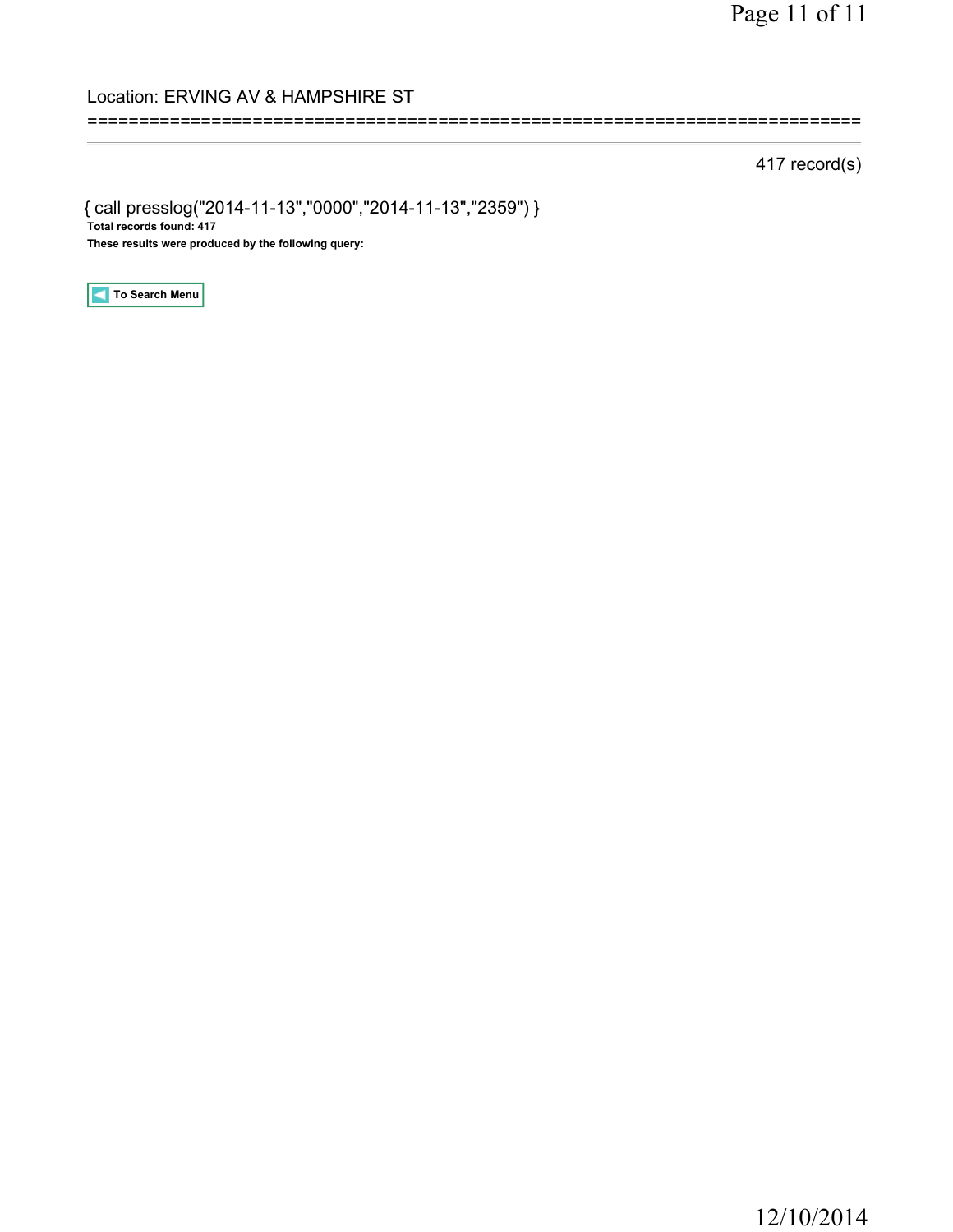Location: ERVING AV & HAMPSHIRE ST

===========================================================================

417 record(s)

```
{ call presslog("2014-11-13","0000","2014-11-13","2359") }
```

**Total records found: 417**

**These results were produced by the following query:**

**To Search Menu**